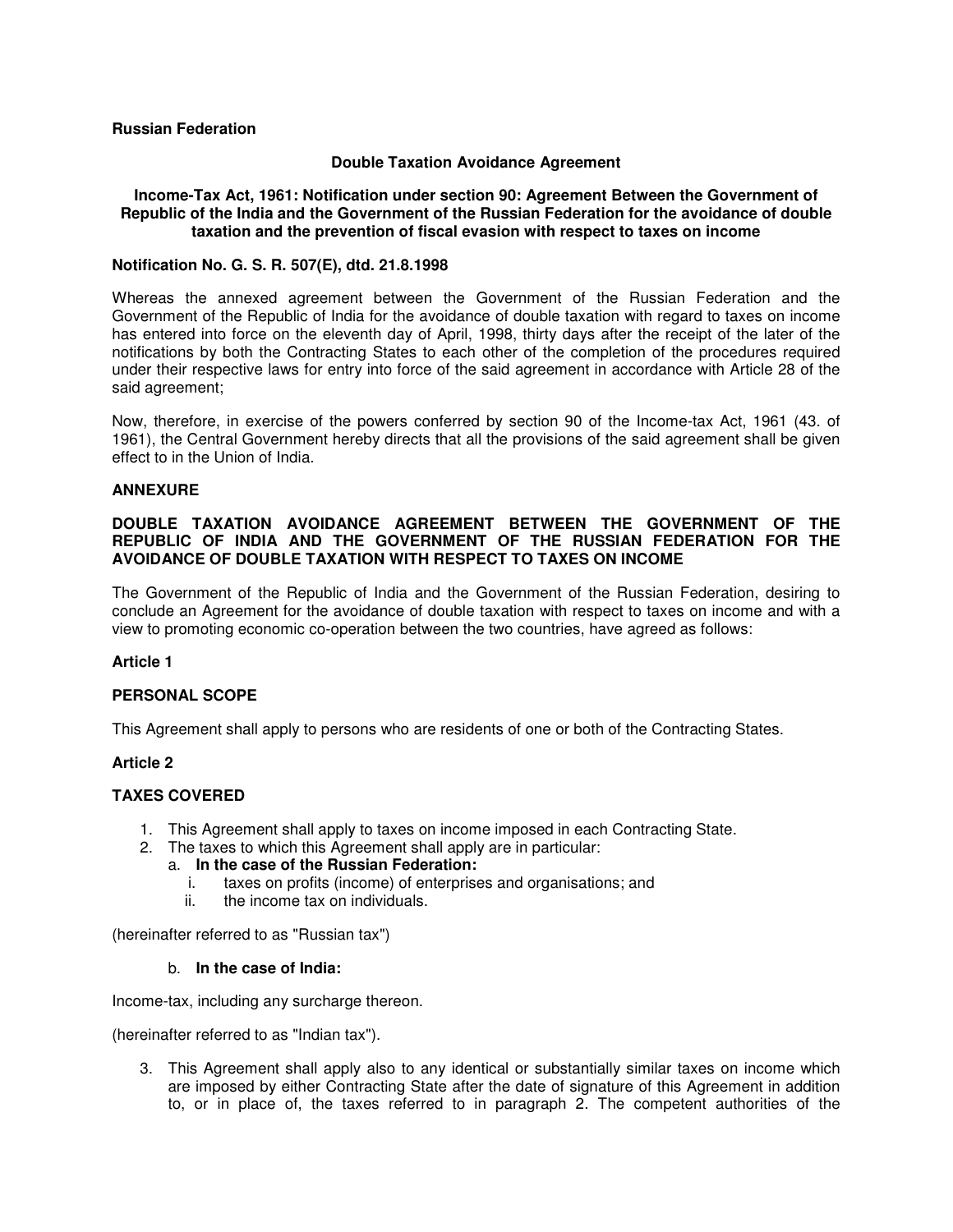**Russian Federation**

**Double Taxation Avoidance Agreement**

**Income-Tax Act, 1961: Notification under section 90: Agreement Between the Government of Republic of the India and the Government of the Russian Federation for the avoidance of double taxation and the prevention of fiscal evasion with respect to taxes on income**

**Notification No. G. S. R. 507(E), dtd. 21.8.1998**

Whereas the annexed agreement between the Government of the Russian Federation and the Government of the Republic of India for the avoidance of double taxation with regard to taxes on income has entered into force on the eleventh day of April, 1998, thirty days after the receipt of the later of the notifications by both the Contracting States to each other of the completion of the procedures required under their respective laws for entry into force of the said agreement in accordance with Article 28 of the said agreement;

Now, therefore, in exercise of the powers conferred by section 90 of the Income-tax Act, 1961 (43. of 1961), the Central Government hereby directs that all the provisions of the said agreement shall be given effect to in the Union of India.

**ANNEXURE**

**DOUBLE TAXATION AVOIDANCE AGREEMENT BETWEEN THE GOVERNMENT OF THE REPUBLIC OF INDIA AND THE GOVERNMENT OF THE RUSSIAN FEDERATION FOR THE AVOIDANCE OF DOUBLE TAXATION WITH RESPECT TO TAXES ON INCOME**

The Government of the Republic of India and the Government of the Russian Federation, desiring to conclude an Agreement for the avoidance of double taxation with respect to taxes on income and with a view to promoting economic co-operation between the two countries, have agreed as follows:

**Article 1**

**PERSONAL SCOPE**

This Agreement shall apply to persons who are residents of one or both of the Contracting States.

**Article 2**

**TAXES COVERED**

1. This Agreement shall apply to taxes on income imposed in each Contracting State.
2. The taxes to which this Agreement shall apply are in particular:
   a. **In the case of the Russian Federation:**
      i. taxes on profits (income) of enterprises and organisations; and
      ii. the income tax on individuals.

(hereinafter referred to as "Russian tax")

   b. **In the case of India:**

Income-tax, including any surcharge thereon.

(hereinafter referred to as "Indian tax").

3. This Agreement shall apply also to any identical or substantially similar taxes on income which are imposed by either Contracting State after the date of signature of this Agreement in addition to, or in place of, the taxes referred to in paragraph 2. The competent authorities of the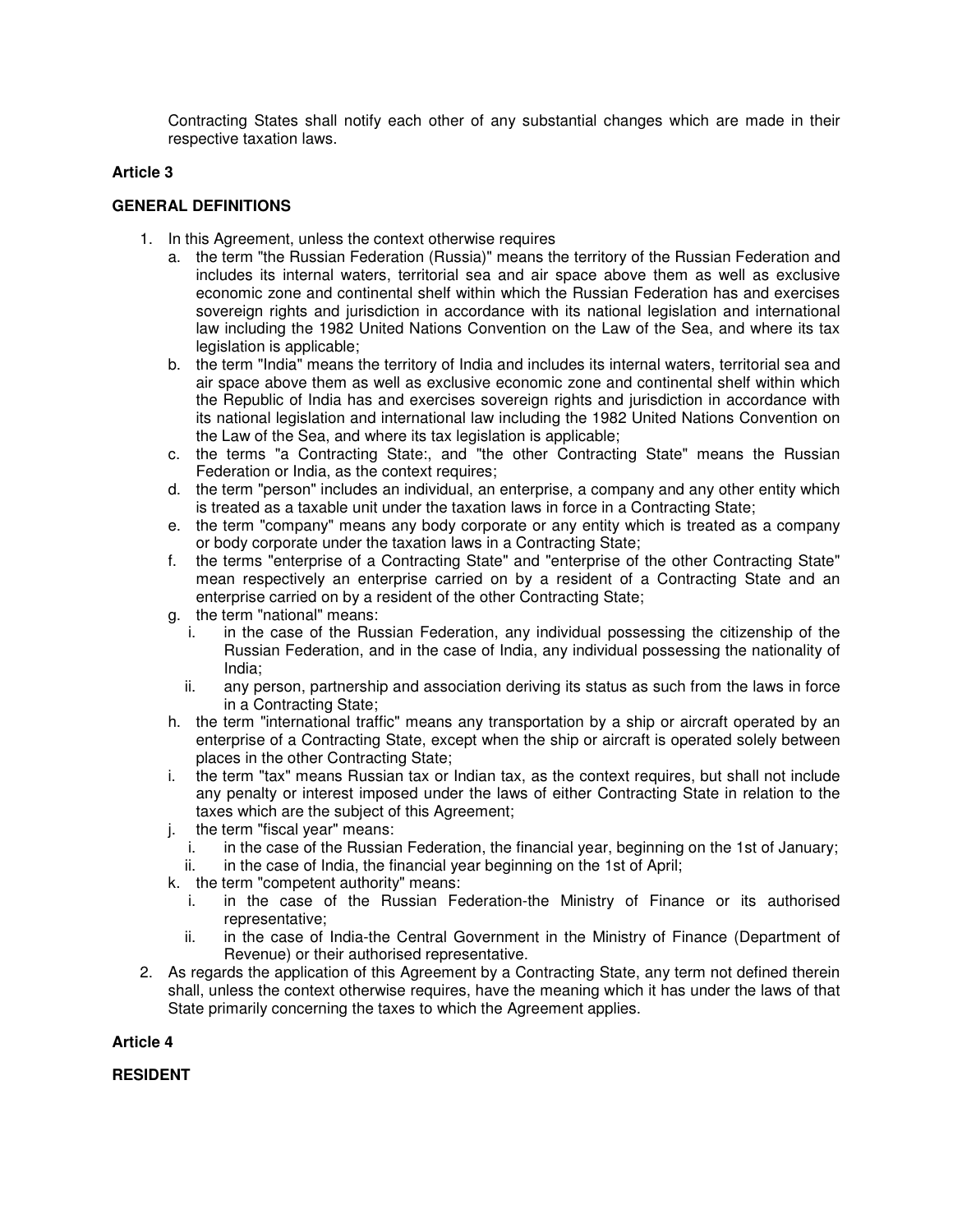Contracting States shall notify each other of any substantial changes which are made in their respective taxation laws.

**Article 3**

**GENERAL DEFINITIONS**

1. In this Agreement, unless the context otherwise requires
   a. the term "the Russian Federation (Russia)" means the territory of the Russian Federation and includes its internal waters, territorial sea and air space above them as well as exclusive economic zone and continental shelf within which the Russian Federation has and exercises sovereign rights and jurisdiction in accordance with its national legislation and international law including the 1982 United Nations Convention on the Law of the Sea, and where its tax legislation is applicable;
   b. the term "India" means the territory of India and includes its internal waters, territorial sea and air space above them as well as exclusive economic zone and continental shelf within which the Republic of India has and exercises sovereign rights and jurisdiction in accordance with its national legislation and international law including the 1982 United Nations Convention on the Law of the Sea, and where its tax legislation is applicable;
   c. the terms "a Contracting State:, and "the other Contracting State" means the Russian Federation or India, as the context requires;
   d. the term "person" includes an individual, an enterprise, a company and any other entity which is treated as a taxable unit under the taxation laws in force in a Contracting State;
   e. the term "company" means any body corporate or any entity which is treated as a company or body corporate under the taxation laws in a Contracting State;
   f. the terms "enterprise of a Contracting State" and "enterprise of the other Contracting State" mean respectively an enterprise carried on by a resident of a Contracting State and an enterprise carried on by a resident of the other Contracting State;
   g. the term "national" means:
      i. in the case of the Russian Federation, any individual possessing the citizenship of the Russian Federation, and in the case of India, any individual possessing the nationality of India;
      ii. any person, partnership and association deriving its status as such from the laws in force in a Contracting State;
   h. the term "international traffic" means any transportation by a ship or aircraft operated by an enterprise of a Contracting State, except when the ship or aircraft is operated solely between places in the other Contracting State;
   i. the term "tax" means Russian tax or Indian tax, as the context requires, but shall not include any penalty or interest imposed under the laws of either Contracting State in relation to the taxes which are the subject of this Agreement;
   j. the term "fiscal year" means:
      i. in the case of the Russian Federation, the financial year, beginning on the 1st of January;
      ii. in the case of India, the financial year beginning on the 1st of April;
   k. the term "competent authority" means:
      i. in the case of the Russian Federation-the Ministry of Finance or its authorised representative;
      ii. in the case of India-the Central Government in the Ministry of Finance (Department of Revenue) or their authorised representative.
2. As regards the application of this Agreement by a Contracting State, any term not defined therein shall, unless the context otherwise requires, have the meaning which it has under the laws of that State primarily concerning the taxes to which the Agreement applies.

**Article 4**

**RESIDENT**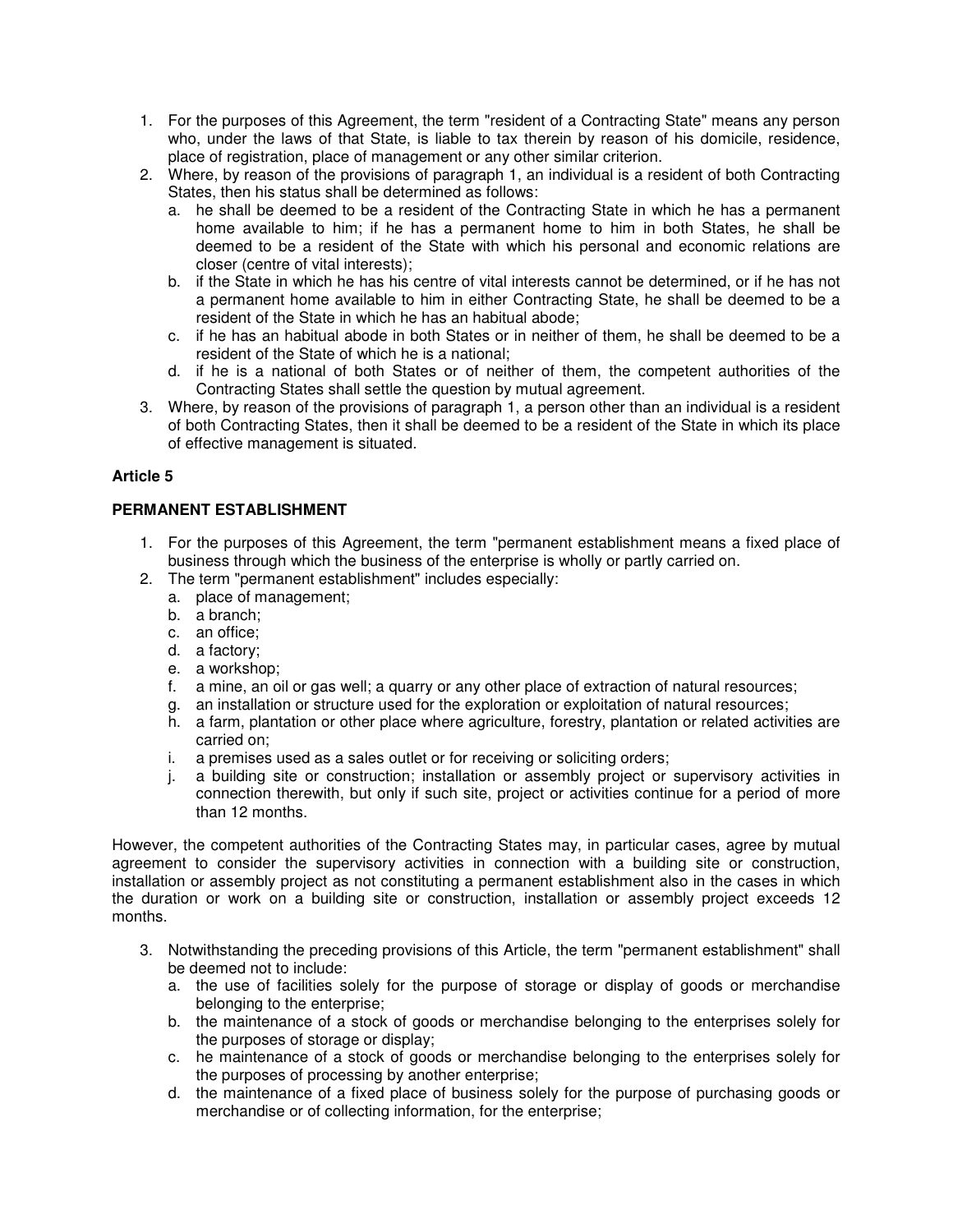1. For the purposes of this Agreement, the term "resident of a Contracting State" means any person who, under the laws of that State, is liable to tax therein by reason of his domicile, residence, place of registration, place of management or any other similar criterion.
2. Where, by reason of the provisions of paragraph 1, an individual is a resident of both Contracting States, then his status shall be determined as follows:
   a. he shall be deemed to be a resident of the Contracting State in which he has a permanent home available to him; if he has a permanent home to him in both States, he shall be deemed to be a resident of the State with which his personal and economic relations are closer (centre of vital interests);
   b. if the State in which he has his centre of vital interests cannot be determined, or if he has not a permanent home available to him in either Contracting State, he shall be deemed to be a resident of the State in which he has an habitual abode;
   c. if he has an habitual abode in both States or in neither of them, he shall be deemed to be a resident of the State of which he is a national;
   d. if he is a national of both States or of neither of them, the competent authorities of the Contracting States shall settle the question by mutual agreement.
3. Where, by reason of the provisions of paragraph 1, a person other than an individual is a resident of both Contracting States, then it shall be deemed to be a resident of the State in which its place of effective management is situated.

**Article 5**

**PERMANENT ESTABLISHMENT**

1. For the purposes of this Agreement, the term "permanent establishment means a fixed place of business through which the business of the enterprise is wholly or partly carried on.
2. The term "permanent establishment" includes especially:
   a. place of management;
   b. a branch;
   c. an office;
   d. a factory;
   e. a workshop;
   f. a mine, an oil or gas well; a quarry or any other place of extraction of natural resources;
   g. an installation or structure used for the exploration or exploitation of natural resources;
   h. a farm, plantation or other place where agriculture, forestry, plantation or related activities are carried on;
   i. a premises used as a sales outlet or for receiving or soliciting orders;
   j. a building site or construction; installation or assembly project or supervisory activities in connection therewith, but only if such site, project or activities continue for a period of more than 12 months.

However, the competent authorities of the Contracting States may, in particular cases, agree by mutual agreement to consider the supervisory activities in connection with a building site or construction, installation or assembly project as not constituting a permanent establishment also in the cases in which the duration or work on a building site or construction, installation or assembly project exceeds 12 months.

3. Notwithstanding the preceding provisions of this Article, the term "permanent establishment" shall be deemed not to include:
   a. the use of facilities solely for the purpose of storage or display of goods or merchandise belonging to the enterprise;
   b. the maintenance of a stock of goods or merchandise belonging to the enterprises solely for the purposes of storage or display;
   c. he maintenance of a stock of goods or merchandise belonging to the enterprises solely for the purposes of processing by another enterprise;
   d. the maintenance of a fixed place of business solely for the purpose of purchasing goods or merchandise or of collecting information, for the enterprise;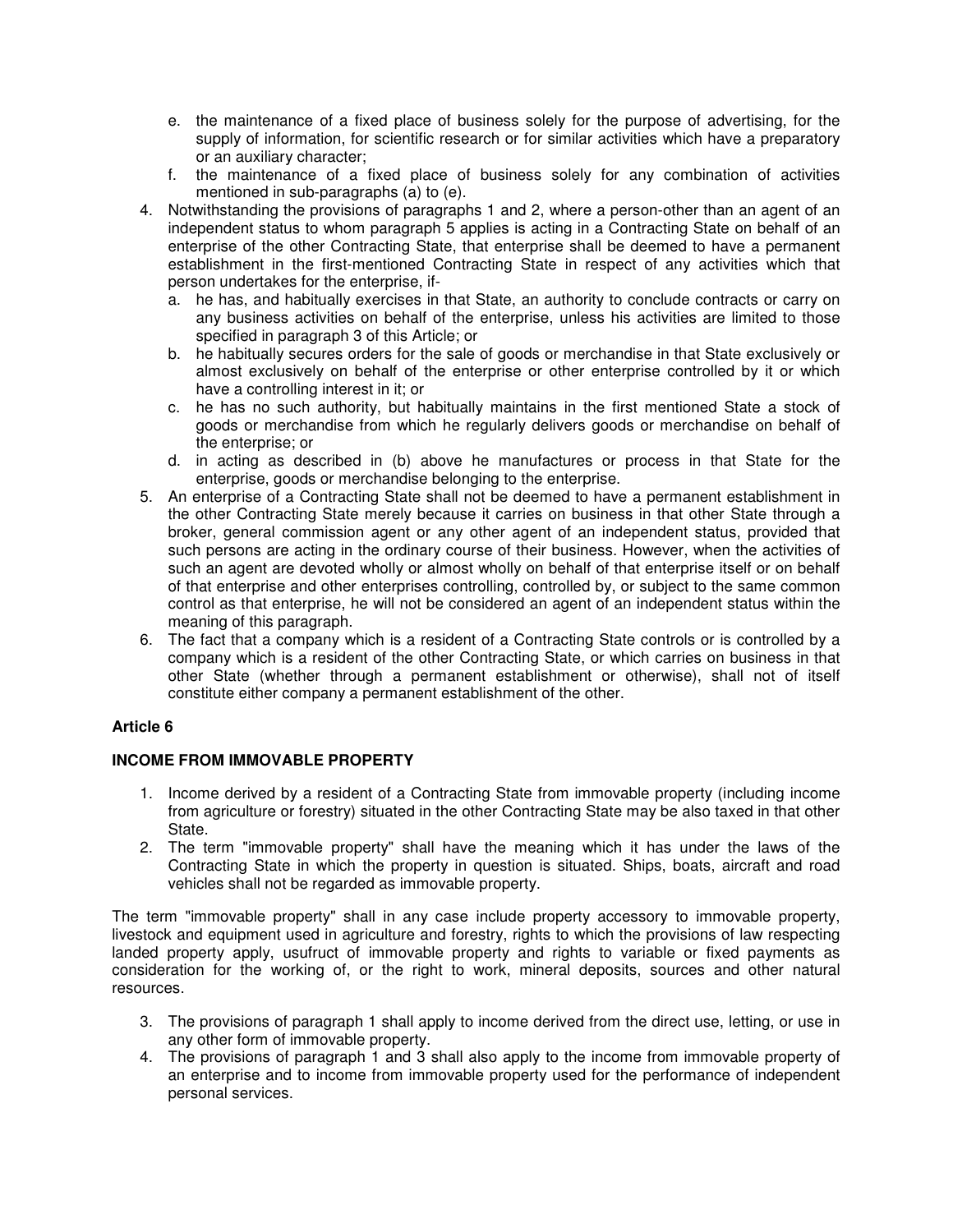e. the maintenance of a fixed place of business solely for the purpose of advertising, for the supply of information, for scientific research or for similar activities which have a preparatory or an auxiliary character;
   f. the maintenance of a fixed place of business solely for any combination of activities mentioned in sub-paragraphs (a) to (e).
4. Notwithstanding the provisions of paragraphs 1 and 2, where a person-other than an agent of an independent status to whom paragraph 5 applies is acting in a Contracting State on behalf of an enterprise of the other Contracting State, that enterprise shall be deemed to have a permanent establishment in the first-mentioned Contracting State in respect of any activities which that person undertakes for the enterprise, if-
   a. he has, and habitually exercises in that State, an authority to conclude contracts or carry on any business activities on behalf of the enterprise, unless his activities are limited to those specified in paragraph 3 of this Article; or
   b. he habitually secures orders for the sale of goods or merchandise in that State exclusively or almost exclusively on behalf of the enterprise or other enterprise controlled by it or which have a controlling interest in it; or
   c. he has no such authority, but habitually maintains in the first mentioned State a stock of goods or merchandise from which he regularly delivers goods or merchandise on behalf of the enterprise; or
   d. in acting as described in (b) above he manufactures or process in that State for the enterprise, goods or merchandise belonging to the enterprise.
5. An enterprise of a Contracting State shall not be deemed to have a permanent establishment in the other Contracting State merely because it carries on business in that other State through a broker, general commission agent or any other agent of an independent status, provided that such persons are acting in the ordinary course of their business. However, when the activities of such an agent are devoted wholly or almost wholly on behalf of that enterprise itself or on behalf of that enterprise and other enterprises controlling, controlled by, or subject to the same common control as that enterprise, he will not be considered an agent of an independent status within the meaning of this paragraph.
6. The fact that a company which is a resident of a Contracting State controls or is controlled by a company which is a resident of the other Contracting State, or which carries on business in that other State (whether through a permanent establishment or otherwise), shall not of itself constitute either company a permanent establishment of the other.

**Article 6**

**INCOME FROM IMMOVABLE PROPERTY**

1. Income derived by a resident of a Contracting State from immovable property (including income from agriculture or forestry) situated in the other Contracting State may be also taxed in that other State.
2. The term "immovable property" shall have the meaning which it has under the laws of the Contracting State in which the property in question is situated. Ships, boats, aircraft and road vehicles shall not be regarded as immovable property.

The term "immovable property" shall in any case include property accessory to immovable property, livestock and equipment used in agriculture and forestry, rights to which the provisions of law respecting landed property apply, usufruct of immovable property and rights to variable or fixed payments as consideration for the working of, or the right to work, mineral deposits, sources and other natural resources.

3. The provisions of paragraph 1 shall apply to income derived from the direct use, letting, or use in any other form of immovable property.
4. The provisions of paragraph 1 and 3 shall also apply to the income from immovable property of an enterprise and to income from immovable property used for the performance of independent personal services.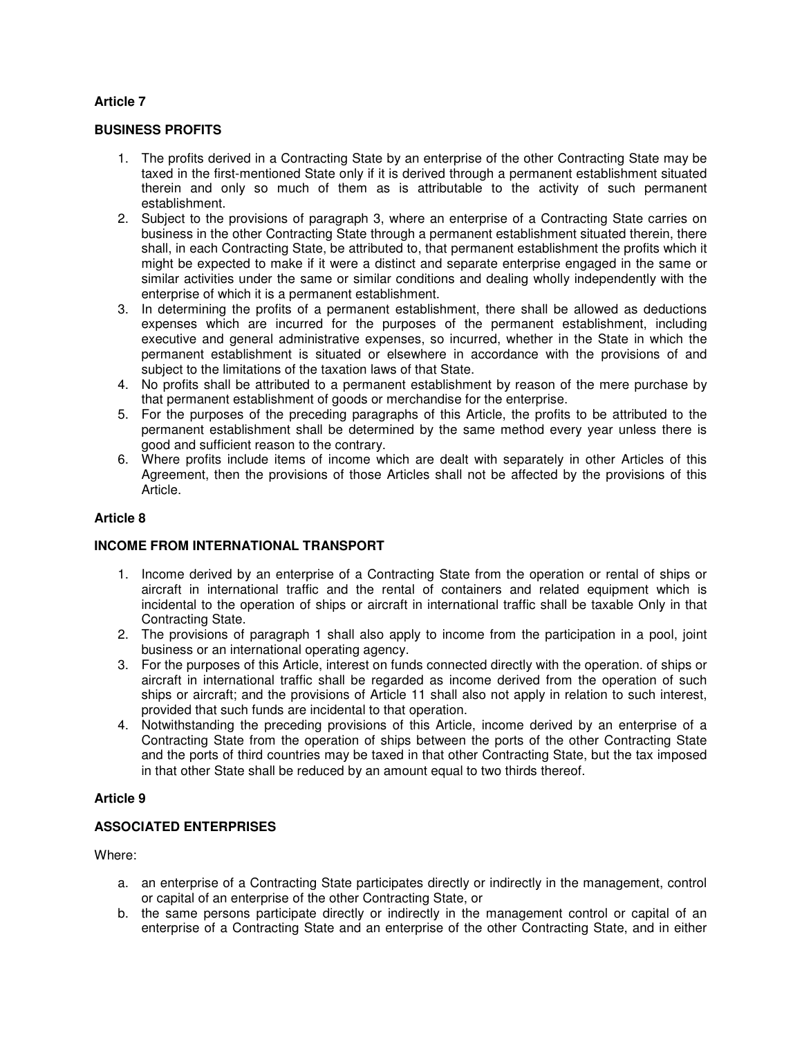**Article 7**

**BUSINESS PROFITS**

1. The profits derived in a Contracting State by an enterprise of the other Contracting State may be taxed in the first-mentioned State only if it is derived through a permanent establishment situated therein and only so much of them as is attributable to the activity of such permanent establishment.
2. Subject to the provisions of paragraph 3, where an enterprise of a Contracting State carries on business in the other Contracting State through a permanent establishment situated therein, there shall, in each Contracting State, be attributed to, that permanent establishment the profits which it might be expected to make if it were a distinct and separate enterprise engaged in the same or similar activities under the same or similar conditions and dealing wholly independently with the enterprise of which it is a permanent establishment.
3. In determining the profits of a permanent establishment, there shall be allowed as deductions expenses which are incurred for the purposes of the permanent establishment, including executive and general administrative expenses, so incurred, whether in the State in which the permanent establishment is situated or elsewhere in accordance with the provisions of and subject to the limitations of the taxation laws of that State.
4. No profits shall be attributed to a permanent establishment by reason of the mere purchase by that permanent establishment of goods or merchandise for the enterprise.
5. For the purposes of the preceding paragraphs of this Article, the profits to be attributed to the permanent establishment shall be determined by the same method every year unless there is good and sufficient reason to the contrary.
6. Where profits include items of income which are dealt with separately in other Articles of this Agreement, then the provisions of those Articles shall not be affected by the provisions of this Article.

**Article 8**

**INCOME FROM INTERNATIONAL TRANSPORT**

1. Income derived by an enterprise of a Contracting State from the operation or rental of ships or aircraft in international traffic and the rental of containers and related equipment which is incidental to the operation of ships or aircraft in international traffic shall be taxable Only in that Contracting State.
2. The provisions of paragraph 1 shall also apply to income from the participation in a pool, joint business or an international operating agency.
3. For the purposes of this Article, interest on funds connected directly with the operation. of ships or aircraft in international traffic shall be regarded as income derived from the operation of such ships or aircraft; and the provisions of Article 11 shall also not apply in relation to such interest, provided that such funds are incidental to that operation.
4. Notwithstanding the preceding provisions of this Article, income derived by an enterprise of a Contracting State from the operation of ships between the ports of the other Contracting State and the ports of third countries may be taxed in that other Contracting State, but the tax imposed in that other State shall be reduced by an amount equal to two thirds thereof.

**Article 9**

**ASSOCIATED ENTERPRISES**

Where:

a. an enterprise of a Contracting State participates directly or indirectly in the management, control or capital of an enterprise of the other Contracting State, or
b. the same persons participate directly or indirectly in the management control or capital of an enterprise of a Contracting State and an enterprise of the other Contracting State, and in either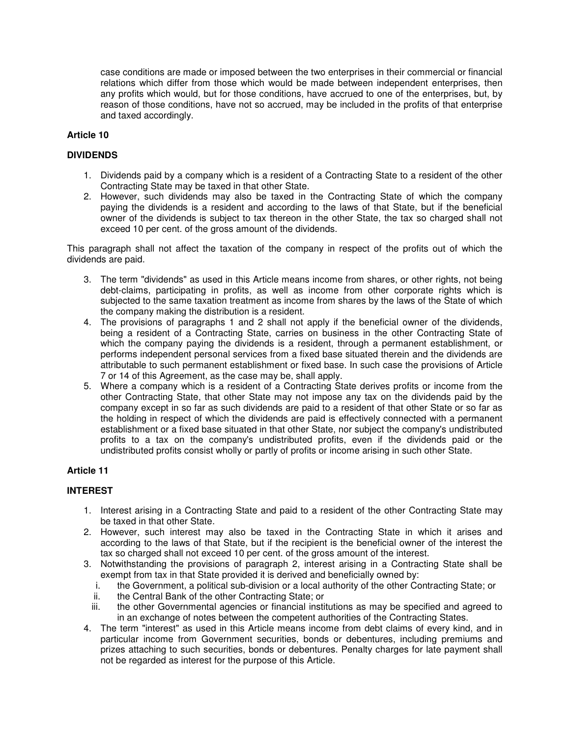case conditions are made or imposed between the two enterprises in their commercial or financial relations which differ from those which would be made between independent enterprises, then any profits which would, but for those conditions, have accrued to one of the enterprises, but, by reason of those conditions, have not so accrued, may be included in the profits of that enterprise and taxed accordingly.

**Article 10**

**DIVIDENDS**

1. Dividends paid by a company which is a resident of a Contracting State to a resident of the other Contracting State may be taxed in that other State.
2. However, such dividends may also be taxed in the Contracting State of which the company paying the dividends is a resident and according to the laws of that State, but if the beneficial owner of the dividends is subject to tax thereon in the other State, the tax so charged shall not exceed 10 per cent. of the gross amount of the dividends.

This paragraph shall not affect the taxation of the company in respect of the profits out of which the dividends are paid.

3. The term "dividends" as used in this Article means income from shares, or other rights, not being debt-claims, participating in profits, as well as income from other corporate rights which is subjected to the same taxation treatment as income from shares by the laws of the State of which the company making the distribution is a resident.
4. The provisions of paragraphs 1 and 2 shall not apply if the beneficial owner of the dividends, being a resident of a Contracting State, carries on business in the other Contracting State of which the company paying the dividends is a resident, through a permanent establishment, or performs independent personal services from a fixed base situated therein and the dividends are attributable to such permanent establishment or fixed base. In such case the provisions of Article 7 or 14 of this Agreement, as the case may be, shall apply.
5. Where a company which is a resident of a Contracting State derives profits or income from the other Contracting State, that other State may not impose any tax on the dividends paid by the company except in so far as such dividends are paid to a resident of that other State or so far as the holding in respect of which the dividends are paid is effectively connected with a permanent establishment or a fixed base situated in that other State, nor subject the company's undistributed profits to a tax on the company's undistributed profits, even if the dividends paid or the undistributed profits consist wholly or partly of profits or income arising in such other State.

**Article 11**

**INTEREST**

1. Interest arising in a Contracting State and paid to a resident of the other Contracting State may be taxed in that other State.
2. However, such interest may also be taxed in the Contracting State in which it arises and according to the laws of that State, but if the recipient is the beneficial owner of the interest the tax so charged shall not exceed 10 per cent. of the gross amount of the interest.
3. Notwithstanding the provisions of paragraph 2, interest arising in a Contracting State shall be exempt from tax in that State provided it is derived and beneficially owned by:
   i. the Government, a political sub-division or a local authority of the other Contracting State; or
   ii. the Central Bank of the other Contracting State; or
   iii. the other Governmental agencies or financial institutions as may be specified and agreed to in an exchange of notes between the competent authorities of the Contracting States.
4. The term "interest" as used in this Article means income from debt claims of every kind, and in particular income from Government securities, bonds or debentures, including premiums and prizes attaching to such securities, bonds or debentures. Penalty charges for late payment shall not be regarded as interest for the purpose of this Article.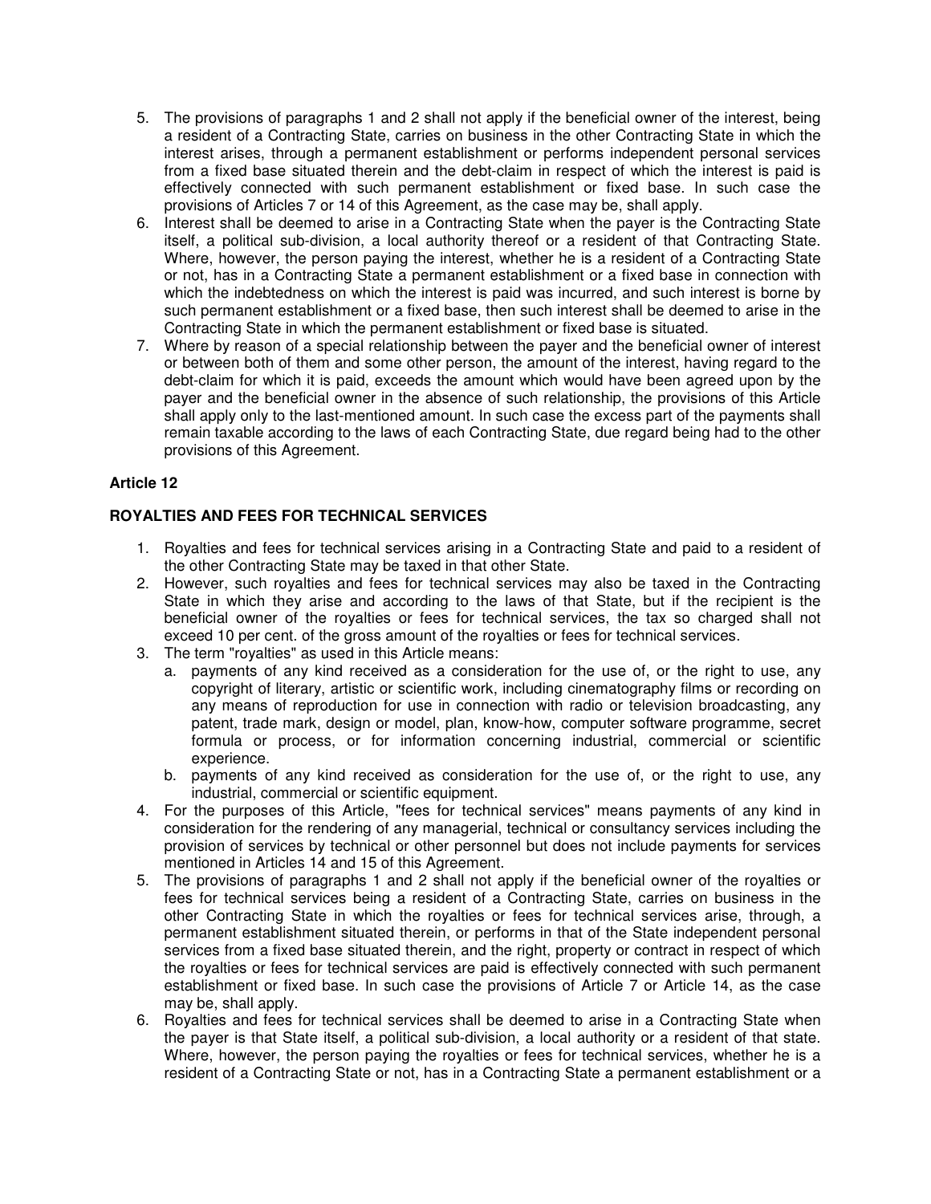5. The provisions of paragraphs 1 and 2 shall not apply if the beneficial owner of the interest, being a resident of a Contracting State, carries on business in the other Contracting State in which the interest arises, through a permanent establishment or performs independent personal services from a fixed base situated therein and the debt-claim in respect of which the interest is paid is effectively connected with such permanent establishment or fixed base. In such case the provisions of Articles 7 or 14 of this Agreement, as the case may be, shall apply.
6. Interest shall be deemed to arise in a Contracting State when the payer is the Contracting State itself, a political sub-division, a local authority thereof or a resident of that Contracting State. Where, however, the person paying the interest, whether he is a resident of a Contracting State or not, has in a Contracting State a permanent establishment or a fixed base in connection with which the indebtedness on which the interest is paid was incurred, and such interest is borne by such permanent establishment or a fixed base, then such interest shall be deemed to arise in the Contracting State in which the permanent establishment or fixed base is situated.
7. Where by reason of a special relationship between the payer and the beneficial owner of interest or between both of them and some other person, the amount of the interest, having regard to the debt-claim for which it is paid, exceeds the amount which would have been agreed upon by the payer and the beneficial owner in the absence of such relationship, the provisions of this Article shall apply only to the last-mentioned amount. In such case the excess part of the payments shall remain taxable according to the laws of each Contracting State, due regard being had to the other provisions of this Agreement.

**Article 12**

**ROYALTIES AND FEES FOR TECHNICAL SERVICES**

1. Royalties and fees for technical services arising in a Contracting State and paid to a resident of the other Contracting State may be taxed in that other State.
2. However, such royalties and fees for technical services may also be taxed in the Contracting State in which they arise and according to the laws of that State, but if the recipient is the beneficial owner of the royalties or fees for technical services, the tax so charged shall not exceed 10 per cent. of the gross amount of the royalties or fees for technical services.
3. The term "royalties" as used in this Article means:
   a. payments of any kind received as a consideration for the use of, or the right to use, any copyright of literary, artistic or scientific work, including cinematography films or recording on any means of reproduction for use in connection with radio or television broadcasting, any patent, trade mark, design or model, plan, know-how, computer software programme, secret formula or process, or for information concerning industrial, commercial or scientific experience.
   b. payments of any kind received as consideration for the use of, or the right to use, any industrial, commercial or scientific equipment.
4. For the purposes of this Article, "fees for technical services" means payments of any kind in consideration for the rendering of any managerial, technical or consultancy services including the provision of services by technical or other personnel but does not include payments for services mentioned in Articles 14 and 15 of this Agreement.
5. The provisions of paragraphs 1 and 2 shall not apply if the beneficial owner of the royalties or fees for technical services being a resident of a Contracting State, carries on business in the other Contracting State in which the royalties or fees for technical services arise, through, a permanent establishment situated therein, or performs in that of the State independent personal services from a fixed base situated therein, and the right, property or contract in respect of which the royalties or fees for technical services are paid is effectively connected with such permanent establishment or fixed base. In such case the provisions of Article 7 or Article 14, as the case may be, shall apply.
6. Royalties and fees for technical services shall be deemed to arise in a Contracting State when the payer is that State itself, a political sub-division, a local authority or a resident of that state. Where, however, the person paying the royalties or fees for technical services, whether he is a resident of a Contracting State or not, has in a Contracting State a permanent establishment or a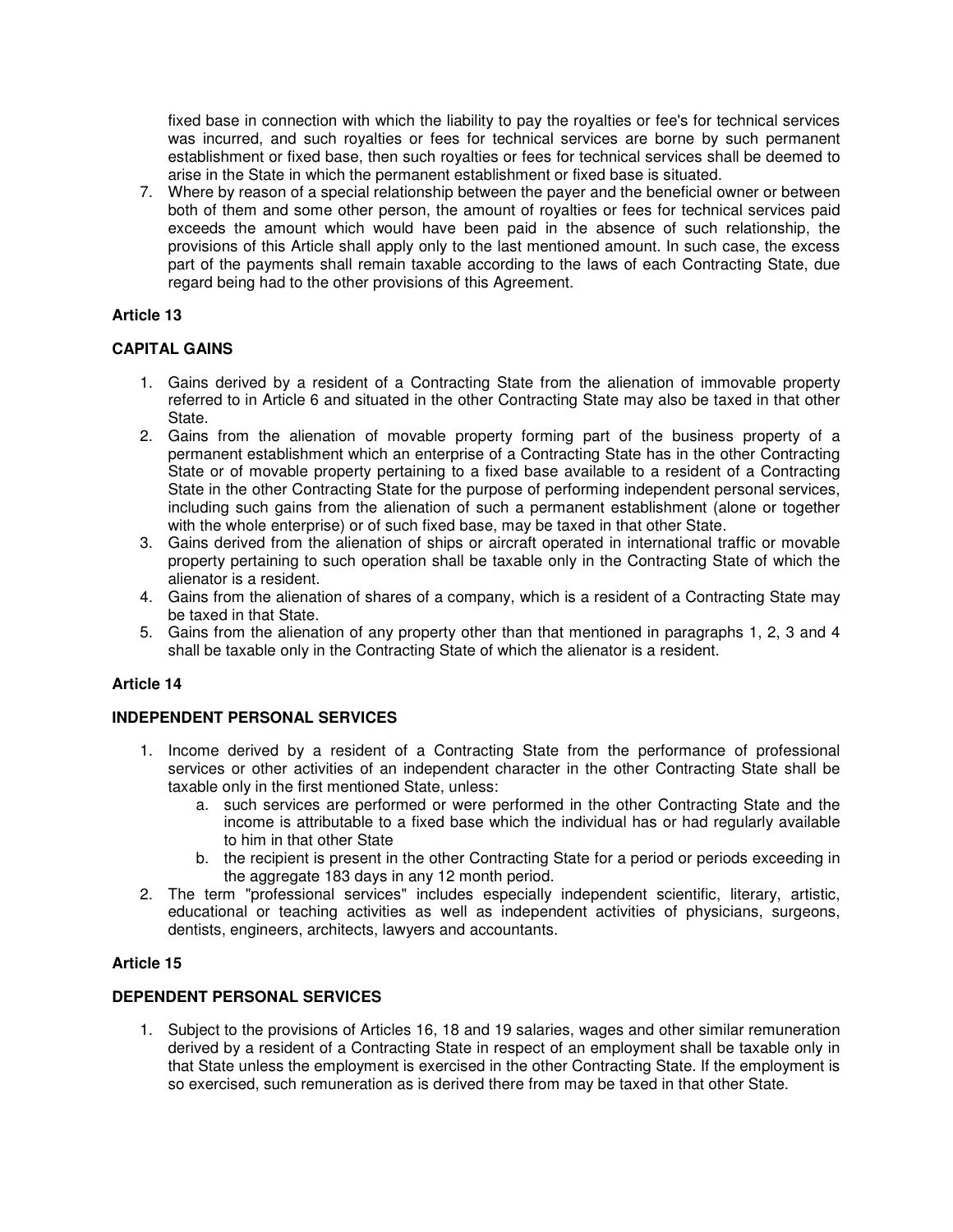fixed base in connection with which the liability to pay the royalties or fee's for technical services was incurred, and such royalties or fees for technical services are borne by such permanent establishment or fixed base, then such royalties or fees for technical services shall be deemed to arise in the State in which the permanent establishment or fixed base is situated.

7. Where by reason of a special relationship between the payer and the beneficial owner or between both of them and some other person, the amount of royalties or fees for technical services paid exceeds the amount which would have been paid in the absence of such relationship, the provisions of this Article shall apply only to the last mentioned amount. In such case, the excess part of the payments shall remain taxable according to the laws of each Contracting State, due regard being had to the other provisions of this Agreement.

**Article 13**

**CAPITAL GAINS**

1. Gains derived by a resident of a Contracting State from the alienation of immovable property referred to in Article 6 and situated in the other Contracting State may also be taxed in that other State.
2. Gains from the alienation of movable property forming part of the business property of a permanent establishment which an enterprise of a Contracting State has in the other Contracting State or of movable property pertaining to a fixed base available to a resident of a Contracting State in the other Contracting State for the purpose of performing independent personal services, including such gains from the alienation of such a permanent establishment (alone or together with the whole enterprise) or of such fixed base, may be taxed in that other State.
3. Gains derived from the alienation of ships or aircraft operated in international traffic or movable property pertaining to such operation shall be taxable only in the Contracting State of which the alienator is a resident.
4. Gains from the alienation of shares of a company, which is a resident of a Contracting State may be taxed in that State.
5. Gains from the alienation of any property other than that mentioned in paragraphs 1, 2, 3 and 4 shall be taxable only in the Contracting State of which the alienator is a resident.

**Article 14**

**INDEPENDENT PERSONAL SERVICES**

1. Income derived by a resident of a Contracting State from the performance of professional services or other activities of an independent character in the other Contracting State shall be taxable only in the first mentioned State, unless:
   a. such services are performed or were performed in the other Contracting State and the income is attributable to a fixed base which the individual has or had regularly available to him in that other State
   b. the recipient is present in the other Contracting State for a period or periods exceeding in the aggregate 183 days in any 12 month period.
2. The term "professional services" includes especially independent scientific, literary, artistic, educational or teaching activities as well as independent activities of physicians, surgeons, dentists, engineers, architects, lawyers and accountants.

**Article 15**

**DEPENDENT PERSONAL SERVICES**

1. Subject to the provisions of Articles 16, 18 and 19 salaries, wages and other similar remuneration derived by a resident of a Contracting State in respect of an employment shall be taxable only in that State unless the employment is exercised in the other Contracting State. If the employment is so exercised, such remuneration as is derived there from may be taxed in that other State.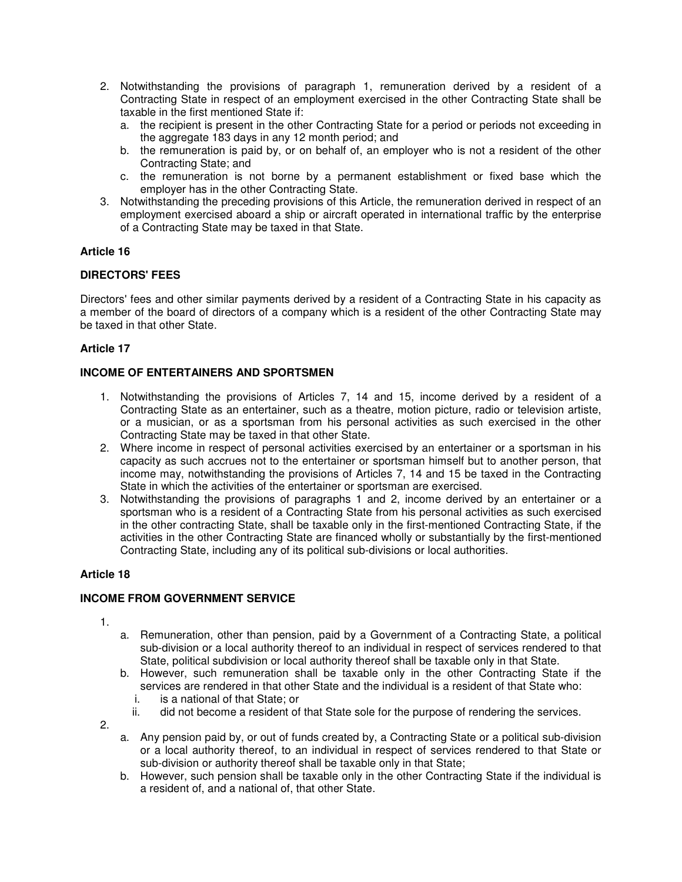2. Notwithstanding the provisions of paragraph 1, remuneration derived by a resident of a Contracting State in respect of an employment exercised in the other Contracting State shall be taxable in the first mentioned State if:
   a. the recipient is present in the other Contracting State for a period or periods not exceeding in the aggregate 183 days in any 12 month period; and
   b. the remuneration is paid by, or on behalf of, an employer who is not a resident of the other Contracting State; and
   c. the remuneration is not borne by a permanent establishment or fixed base which the employer has in the other Contracting State.
3. Notwithstanding the preceding provisions of this Article, the remuneration derived in respect of an employment exercised aboard a ship or aircraft operated in international traffic by the enterprise of a Contracting State may be taxed in that State.

**Article 16**

**DIRECTORS' FEES**

Directors' fees and other similar payments derived by a resident of a Contracting State in his capacity as a member of the board of directors of a company which is a resident of the other Contracting State may be taxed in that other State.

**Article 17**

**INCOME OF ENTERTAINERS AND SPORTSMEN**

1. Notwithstanding the provisions of Articles 7, 14 and 15, income derived by a resident of a Contracting State as an entertainer, such as a theatre, motion picture, radio or television artiste, or a musician, or as a sportsman from his personal activities as such exercised in the other Contracting State may be taxed in that other State.
2. Where income in respect of personal activities exercised by an entertainer or a sportsman in his capacity as such accrues not to the entertainer or sportsman himself but to another person, that income may, notwithstanding the provisions of Articles 7, 14 and 15 be taxed in the Contracting State in which the activities of the entertainer or sportsman are exercised.
3. Notwithstanding the provisions of paragraphs 1 and 2, income derived by an entertainer or a sportsman who is a resident of a Contracting State from his personal activities as such exercised in the other contracting State, shall be taxable only in the first-mentioned Contracting State, if the activities in the other Contracting State are financed wholly or substantially by the first-mentioned Contracting State, including any of its political sub-divisions or local authorities.

**Article 18**

**INCOME FROM GOVERNMENT SERVICE**

1.
   a. Remuneration, other than pension, paid by a Government of a Contracting State, a political sub-division or a local authority thereof to an individual in respect of services rendered to that State, political subdivision or local authority thereof shall be taxable only in that State.
   b. However, such remuneration shall be taxable only in the other Contracting State if the services are rendered in that other State and the individual is a resident of that State who:
      i. is a national of that State; or
      ii. did not become a resident of that State sole for the purpose of rendering the services.
2.
   a. Any pension paid by, or out of funds created by, a Contracting State or a political sub-division or a local authority thereof, to an individual in respect of services rendered to that State or sub-division or authority thereof shall be taxable only in that State;
   b. However, such pension shall be taxable only in the other Contracting State if the individual is a resident of, and a national of, that other State.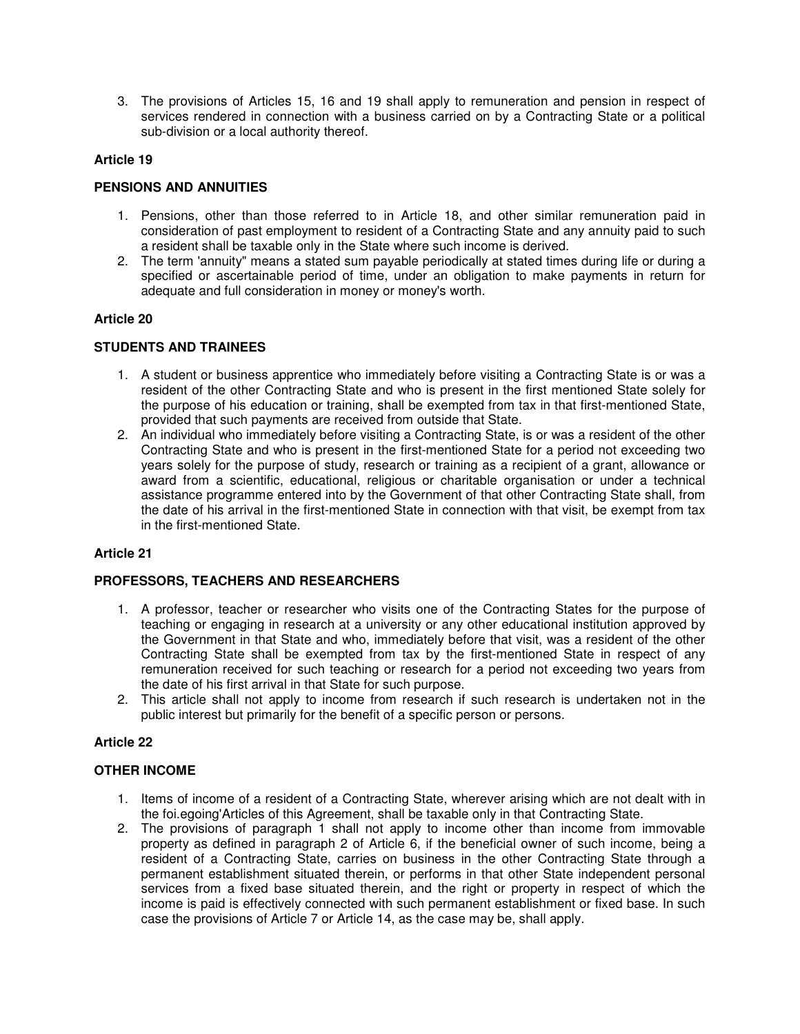3. The provisions of Articles 15, 16 and 19 shall apply to remuneration and pension in respect of services rendered in connection with a business carried on by a Contracting State or a political sub-division or a local authority thereof.

**Article 19**

**PENSIONS AND ANNUITIES**

1. Pensions, other than those referred to in Article 18, and other similar remuneration paid in consideration of past employment to resident of a Contracting State and any annuity paid to such a resident shall be taxable only in the State where such income is derived.
2. The term 'annuity" means a stated sum payable periodically at stated times during life or during a specified or ascertainable period of time, under an obligation to make payments in return for adequate and full consideration in money or money's worth.

**Article 20**

**STUDENTS AND TRAINEES**

1. A student or business apprentice who immediately before visiting a Contracting State is or was a resident of the other Contracting State and who is present in the first mentioned State solely for the purpose of his education or training, shall be exempted from tax in that first-mentioned State, provided that such payments are received from outside that State.
2. An individual who immediately before visiting a Contracting State, is or was a resident of the other Contracting State and who is present in the first-mentioned State for a period not exceeding two years solely for the purpose of study, research or training as a recipient of a grant, allowance or award from a scientific, educational, religious or charitable organisation or under a technical assistance programme entered into by the Government of that other Contracting State shall, from the date of his arrival in the first-mentioned State in connection with that visit, be exempt from tax in the first-mentioned State.

**Article 21**

**PROFESSORS, TEACHERS AND RESEARCHERS**

1. A professor, teacher or researcher who visits one of the Contracting States for the purpose of teaching or engaging in research at a university or any other educational institution approved by the Government in that State and who, immediately before that visit, was a resident of the other Contracting State shall be exempted from tax by the first-mentioned State in respect of any remuneration received for such teaching or research for a period not exceeding two years from the date of his first arrival in that State for such purpose.
2. This article shall not apply to income from research if such research is undertaken not in the public interest but primarily for the benefit of a specific person or persons.

**Article 22**

**OTHER INCOME**

1. Items of income of a resident of a Contracting State, wherever arising which are not dealt with in the foi.egoing'Articles of this Agreement, shall be taxable only in that Contracting State.
2. The provisions of paragraph 1 shall not apply to income other than income from immovable property as defined in paragraph 2 of Article 6, if the beneficial owner of such income, being a resident of a Contracting State, carries on business in the other Contracting State through a permanent establishment situated therein, or performs in that other State independent personal services from a fixed base situated therein, and the right or property in respect of which the income is paid is effectively connected with such permanent establishment or fixed base. In such case the provisions of Article 7 or Article 14, as the case may be, shall apply.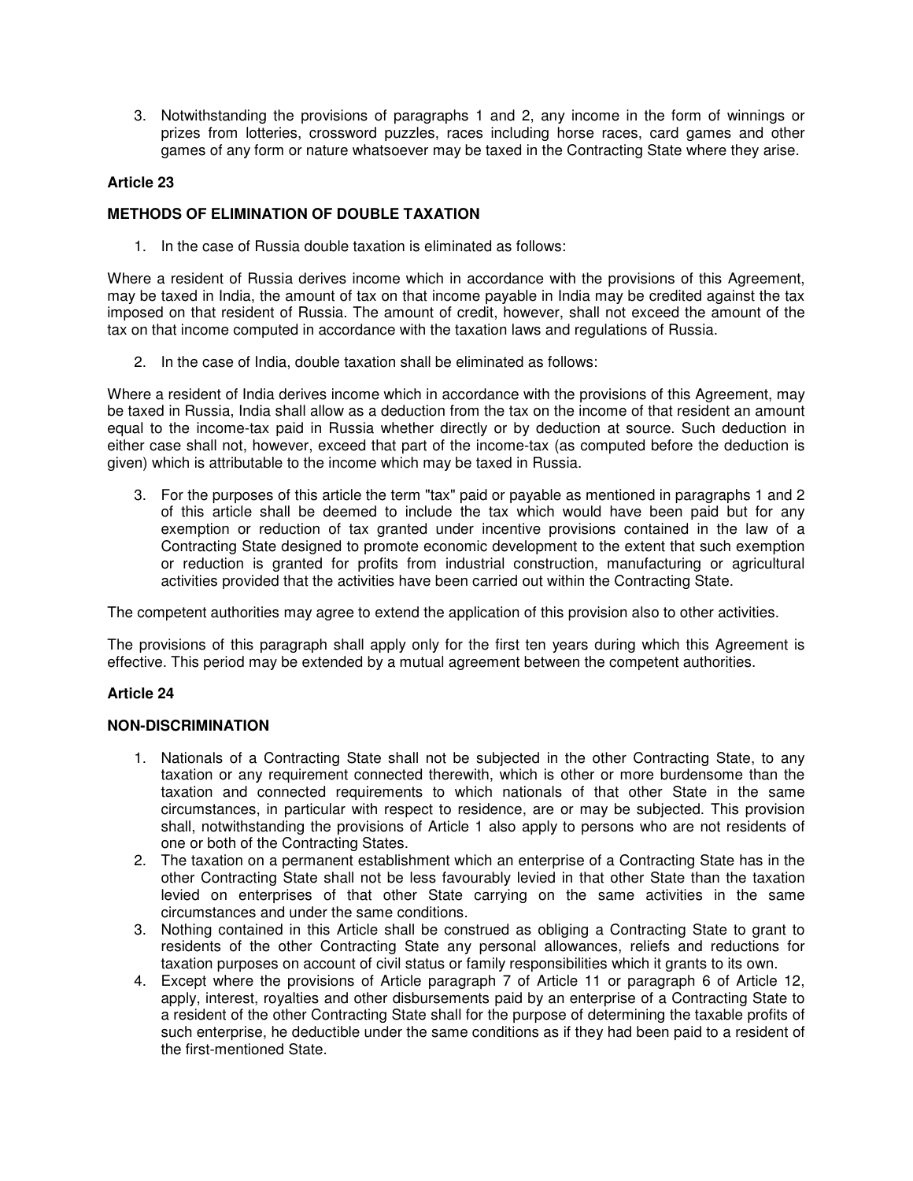3. Notwithstanding the provisions of paragraphs 1 and 2, any income in the form of winnings or prizes from lotteries, crossword puzzles, races including horse races, card games and other games of any form or nature whatsoever may be taxed in the Contracting State where they arise.

**Article 23**

**METHODS OF ELIMINATION OF DOUBLE TAXATION**

1. In the case of Russia double taxation is eliminated as follows:

Where a resident of Russia derives income which in accordance with the provisions of this Agreement, may be taxed in India, the amount of tax on that income payable in India may be credited against the tax imposed on that resident of Russia. The amount of credit, however, shall not exceed the amount of the tax on that income computed in accordance with the taxation laws and regulations of Russia.

2. In the case of India, double taxation shall be eliminated as follows:

Where a resident of India derives income which in accordance with the provisions of this Agreement, may be taxed in Russia, India shall allow as a deduction from the tax on the income of that resident an amount equal to the income-tax paid in Russia whether directly or by deduction at source. Such deduction in either case shall not, however, exceed that part of the income-tax (as computed before the deduction is given) which is attributable to the income which may be taxed in Russia.

3. For the purposes of this article the term "tax" paid or payable as mentioned in paragraphs 1 and 2 of this article shall be deemed to include the tax which would have been paid but for any exemption or reduction of tax granted under incentive provisions contained in the law of a Contracting State designed to promote economic development to the extent that such exemption or reduction is granted for profits from industrial construction, manufacturing or agricultural activities provided that the activities have been carried out within the Contracting State.

The competent authorities may agree to extend the application of this provision also to other activities.

The provisions of this paragraph shall apply only for the first ten years during which this Agreement is effective. This period may be extended by a mutual agreement between the competent authorities.

**Article 24**

**NON-DISCRIMINATION**

1. Nationals of a Contracting State shall not be subjected in the other Contracting State, to any taxation or any requirement connected therewith, which is other or more burdensome than the taxation and connected requirements to which nationals of that other State in the same circumstances, in particular with respect to residence, are or may be subjected. This provision shall, notwithstanding the provisions of Article 1 also apply to persons who are not residents of one or both of the Contracting States.
2. The taxation on a permanent establishment which an enterprise of a Contracting State has in the other Contracting State shall not be less favourably levied in that other State than the taxation levied on enterprises of that other State carrying on the same activities in the same circumstances and under the same conditions.
3. Nothing contained in this Article shall be construed as obliging a Contracting State to grant to residents of the other Contracting State any personal allowances, reliefs and reductions for taxation purposes on account of civil status or family responsibilities which it grants to its own.
4. Except where the provisions of Article paragraph 7 of Article 11 or paragraph 6 of Article 12, apply, interest, royalties and other disbursements paid by an enterprise of a Contracting State to a resident of the other Contracting State shall for the purpose of determining the taxable profits of such enterprise, he deductible under the same conditions as if they had been paid to a resident of the first-mentioned State.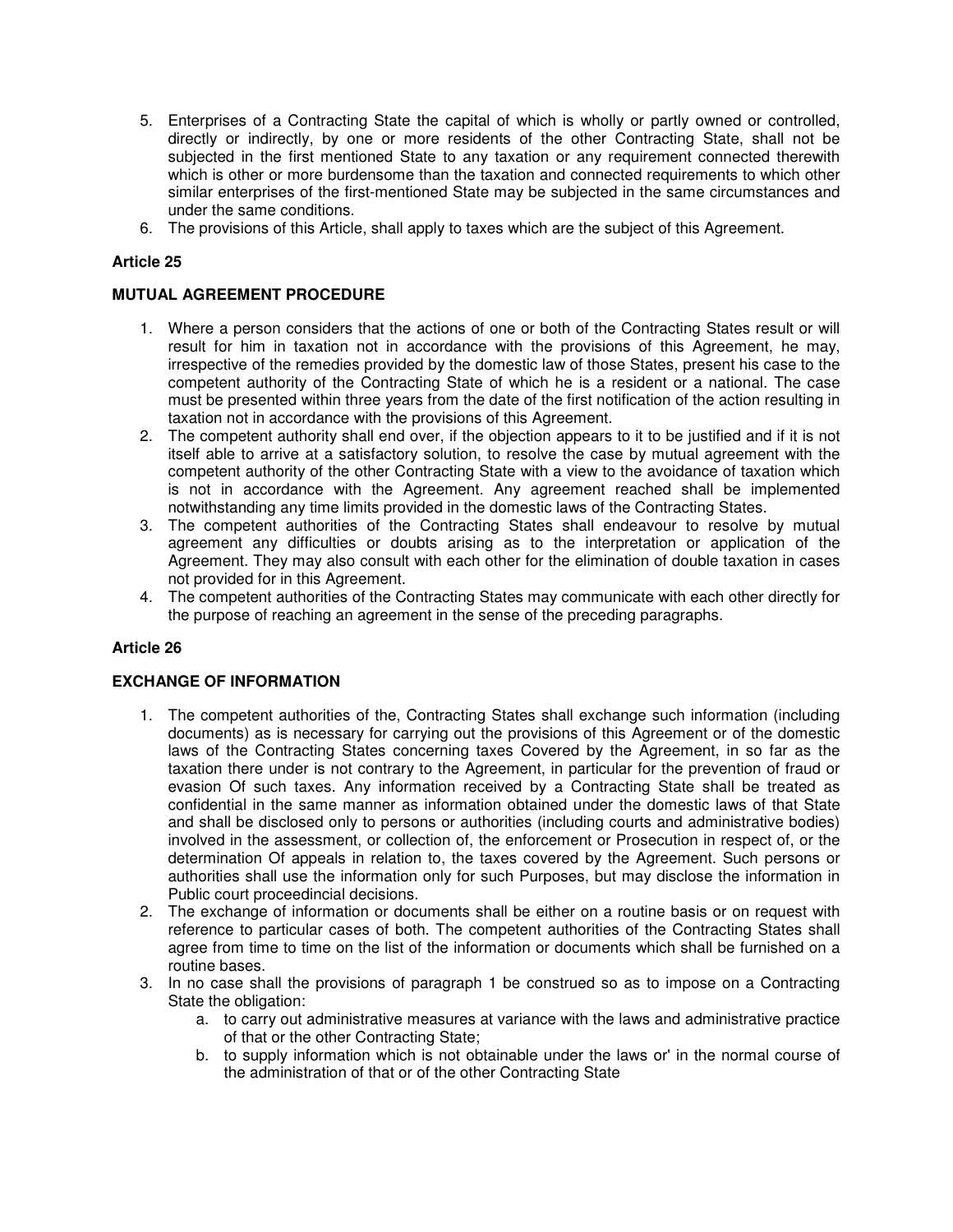5. Enterprises of a Contracting State the capital of which is wholly or partly owned or controlled, directly or indirectly, by one or more residents of the other Contracting State, shall not be subjected in the first mentioned State to any taxation or any requirement connected therewith which is other or more burdensome than the taxation and connected requirements to which other similar enterprises of the first-mentioned State may be subjected in the same circumstances and under the same conditions.
6. The provisions of this Article, shall apply to taxes which are the subject of this Agreement.

**Article 25**

**MUTUAL AGREEMENT PROCEDURE**

1. Where a person considers that the actions of one or both of the Contracting States result or will result for him in taxation not in accordance with the provisions of this Agreement, he may, irrespective of the remedies provided by the domestic law of those States, present his case to the competent authority of the Contracting State of which he is a resident or a national. The case must be presented within three years from the date of the first notification of the action resulting in taxation not in accordance with the provisions of this Agreement.
2. The competent authority shall end over, if the objection appears to it to be justified and if it is not itself able to arrive at a satisfactory solution, to resolve the case by mutual agreement with the competent authority of the other Contracting State with a view to the avoidance of taxation which is not in accordance with the Agreement. Any agreement reached shall be implemented notwithstanding any time limits provided in the domestic laws of the Contracting States.
3. The competent authorities of the Contracting States shall endeavour to resolve by mutual agreement any difficulties or doubts arising as to the interpretation or application of the Agreement. They may also consult with each other for the elimination of double taxation in cases not provided for in this Agreement.
4. The competent authorities of the Contracting States may communicate with each other directly for the purpose of reaching an agreement in the sense of the preceding paragraphs.

**Article 26**

**EXCHANGE OF INFORMATION**

1. The competent authorities of the, Contracting States shall exchange such information (including documents) as is necessary for carrying out the provisions of this Agreement or of the domestic laws of the Contracting States concerning taxes Covered by the Agreement, in so far as the taxation there under is not contrary to the Agreement, in particular for the prevention of fraud or evasion Of such taxes. Any information received by a Contracting State shall be treated as confidential in the same manner as information obtained under the domestic laws of that State and shall be disclosed only to persons or authorities (including courts and administrative bodies) involved in the assessment, or collection of, the enforcement or Prosecution in respect of, or the determination Of appeals in relation to, the taxes covered by the Agreement. Such persons or authorities shall use the information only for such Purposes, but may disclose the information in Public court proceedincial decisions.
2. The exchange of information or documents shall be either on a routine basis or on request with reference to particular cases of both. The competent authorities of the Contracting States shall agree from time to time on the list of the information or documents which shall be furnished on a routine bases.
3. In no case shall the provisions of paragraph 1 be construed so as to impose on a Contracting State the obligation:
    a. to carry out administrative measures at variance with the laws and administrative practice of that or the other Contracting State;
    b. to supply information which is not obtainable under the laws or' in the normal course of the administration of that or of the other Contracting State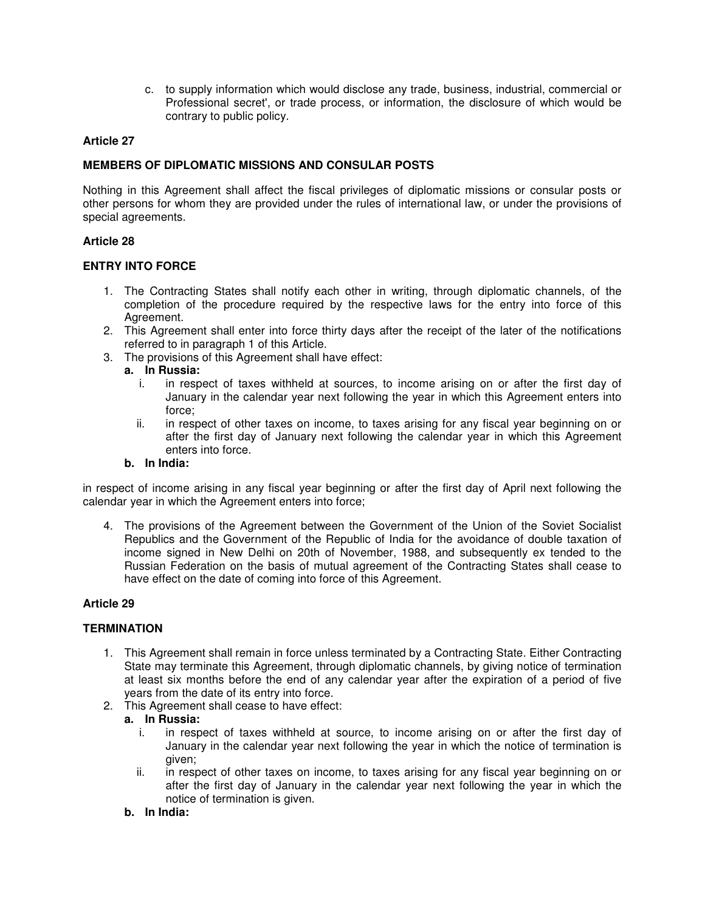c. to supply information which would disclose any trade, business, industrial, commercial or Professional secret', or trade process, or information, the disclosure of which would be contrary to public policy.

**Article 27**

**MEMBERS OF DIPLOMATIC MISSIONS AND CONSULAR POSTS**

Nothing in this Agreement shall affect the fiscal privileges of diplomatic missions or consular posts or other persons for whom they are provided under the rules of international law, or under the provisions of special agreements.

**Article 28**

**ENTRY INTO FORCE**

1. The Contracting States shall notify each other in writing, through diplomatic channels, of the completion of the procedure required by the respective laws for the entry into force of this Agreement.
2. This Agreement shall enter into force thirty days after the receipt of the later of the notifications referred to in paragraph 1 of this Article.
3. The provisions of this Agreement shall have effect:
   **a. In Russia:**
      i. in respect of taxes withheld at sources, to income arising on or after the first day of January in the calendar year next following the year in which this Agreement enters into force;
      ii. in respect of other taxes on income, to taxes arising for any fiscal year beginning on or after the first day of January next following the calendar year in which this Agreement enters into force.

   **b. In India:**

in respect of income arising in any fiscal year beginning or after the first day of April next following the calendar year in which the Agreement enters into force;

4. The provisions of the Agreement between the Government of the Union of the Soviet Socialist Republics and the Government of the Republic of India for the avoidance of double taxation of income signed in New Delhi on 20th of November, 1988, and subsequently ex tended to the Russian Federation on the basis of mutual agreement of the Contracting States shall cease to have effect on the date of coming into force of this Agreement.

**Article 29**

**TERMINATION**

1. This Agreement shall remain in force unless terminated by a Contracting State. Either Contracting State may terminate this Agreement, through diplomatic channels, by giving notice of termination at least six months before the end of any calendar year after the expiration of a period of five years from the date of its entry into force.
2. This Agreement shall cease to have effect:
   **a. In Russia:**
      i. in respect of taxes withheld at source, to income arising on or after the first day of January in the calendar year next following the year in which the notice of termination is given;
      ii. in respect of other taxes on income, to taxes arising for any fiscal year beginning on or after the first day of January in the calendar year next following the year in which the notice of termination is given.

   **b. In India:**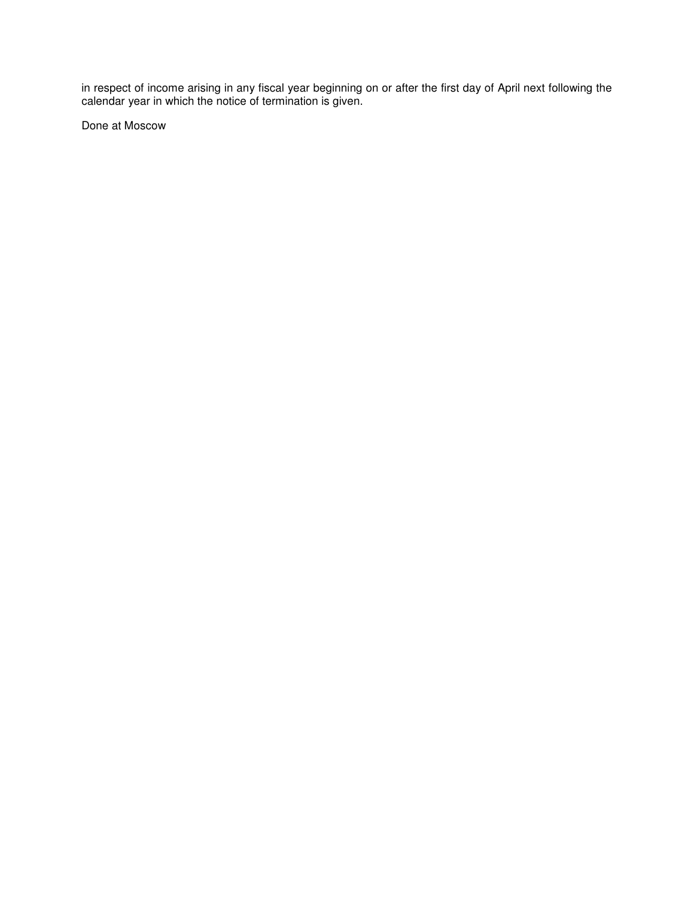in respect of income arising in any fiscal year beginning on or after the first day of April next following the calendar year in which the notice of termination is given.

Done at Moscow